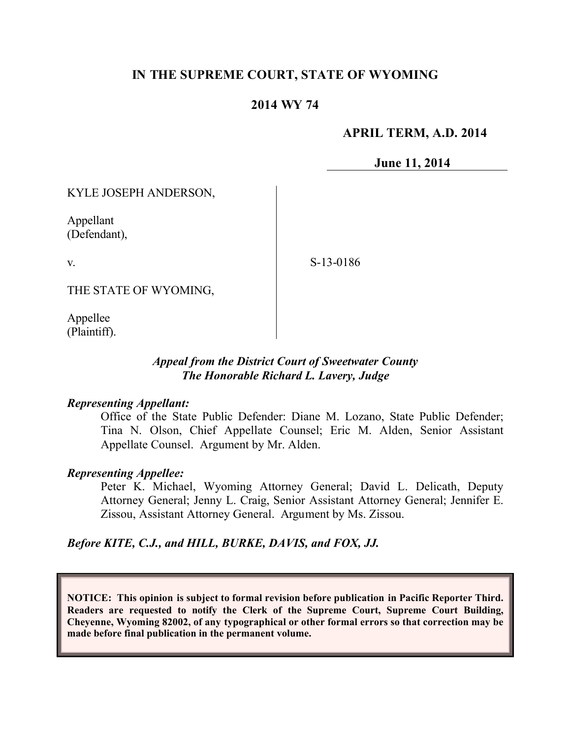# IN THE SUPREME COURT, STATE OF WYOMING

## 2014 WY 74

**APRIL TERM, A.D. 2014**

**June 11, 2014**

KYLE JOSEPH ANDERSON,

Appellant
(Defendant),

v.

THE STATE OF WYOMING,

Appellee
(Plaintiff).

S-13-0186

*Appeal from the District Court of Sweetwater County*
*The Honorable Richard L. Lavery, Judge*

***Representing Appellant:***

Office of the State Public Defender: Diane M. Lozano, State Public Defender; Tina N. Olson, Chief Appellate Counsel; Eric M. Alden, Senior Assistant Appellate Counsel. Argument by Mr. Alden.

***Representing Appellee:***

Peter K. Michael, Wyoming Attorney General; David L. Delicath, Deputy Attorney General; Jenny L. Craig, Senior Assistant Attorney General; Jennifer E. Zissou, Assistant Attorney General. Argument by Ms. Zissou.

***Before KITE, C.J., and HILL, BURKE, DAVIS, and FOX, JJ.***

**NOTICE: This opinion is subject to formal revision before publication in Pacific Reporter Third. Readers are requested to notify the Clerk of the Supreme Court, Supreme Court Building, Cheyenne, Wyoming 82002, of any typographical or other formal errors so that correction may be made before final publication in the permanent volume.**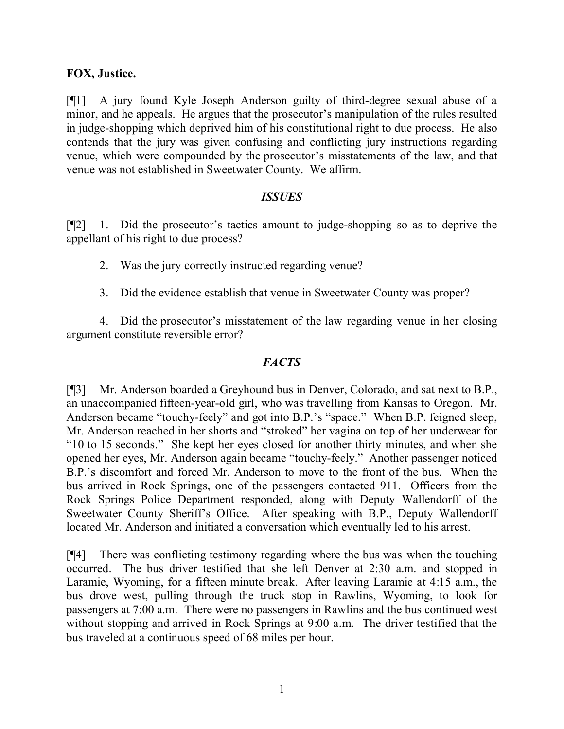**FOX, Justice.**

[¶1] A jury found Kyle Joseph Anderson guilty of third-degree sexual abuse of a minor, and he appeals. He argues that the prosecutor's manipulation of the rules resulted in judge-shopping which deprived him of his constitutional right to due process. He also contends that the jury was given confusing and conflicting jury instructions regarding venue, which were compounded by the prosecutor's misstatements of the law, and that venue was not established in Sweetwater County. We affirm.

## *ISSUES*

[¶2] 1. Did the prosecutor's tactics amount to judge-shopping so as to deprive the appellant of his right to due process?

2. Was the jury correctly instructed regarding venue?

3. Did the evidence establish that venue in Sweetwater County was proper?

4. Did the prosecutor's misstatement of the law regarding venue in her closing argument constitute reversible error?

## *FACTS*

[¶3] Mr. Anderson boarded a Greyhound bus in Denver, Colorado, and sat next to B.P., an unaccompanied fifteen-year-old girl, who was travelling from Kansas to Oregon. Mr. Anderson became "touchy-feely" and got into B.P.'s "space." When B.P. feigned sleep, Mr. Anderson reached in her shorts and "stroked" her vagina on top of her underwear for "10 to 15 seconds." She kept her eyes closed for another thirty minutes, and when she opened her eyes, Mr. Anderson again became "touchy-feely." Another passenger noticed B.P.'s discomfort and forced Mr. Anderson to move to the front of the bus. When the bus arrived in Rock Springs, one of the passengers contacted 911. Officers from the Rock Springs Police Department responded, along with Deputy Wallendorff of the Sweetwater County Sheriff's Office. After speaking with B.P., Deputy Wallendorff located Mr. Anderson and initiated a conversation which eventually led to his arrest.

[¶4] There was conflicting testimony regarding where the bus was when the touching occurred. The bus driver testified that she left Denver at 2:30 a.m. and stopped in Laramie, Wyoming, for a fifteen minute break. After leaving Laramie at 4:15 a.m., the bus drove west, pulling through the truck stop in Rawlins, Wyoming, to look for passengers at 7:00 a.m. There were no passengers in Rawlins and the bus continued west without stopping and arrived in Rock Springs at 9:00 a.m. The driver testified that the bus traveled at a continuous speed of 68 miles per hour.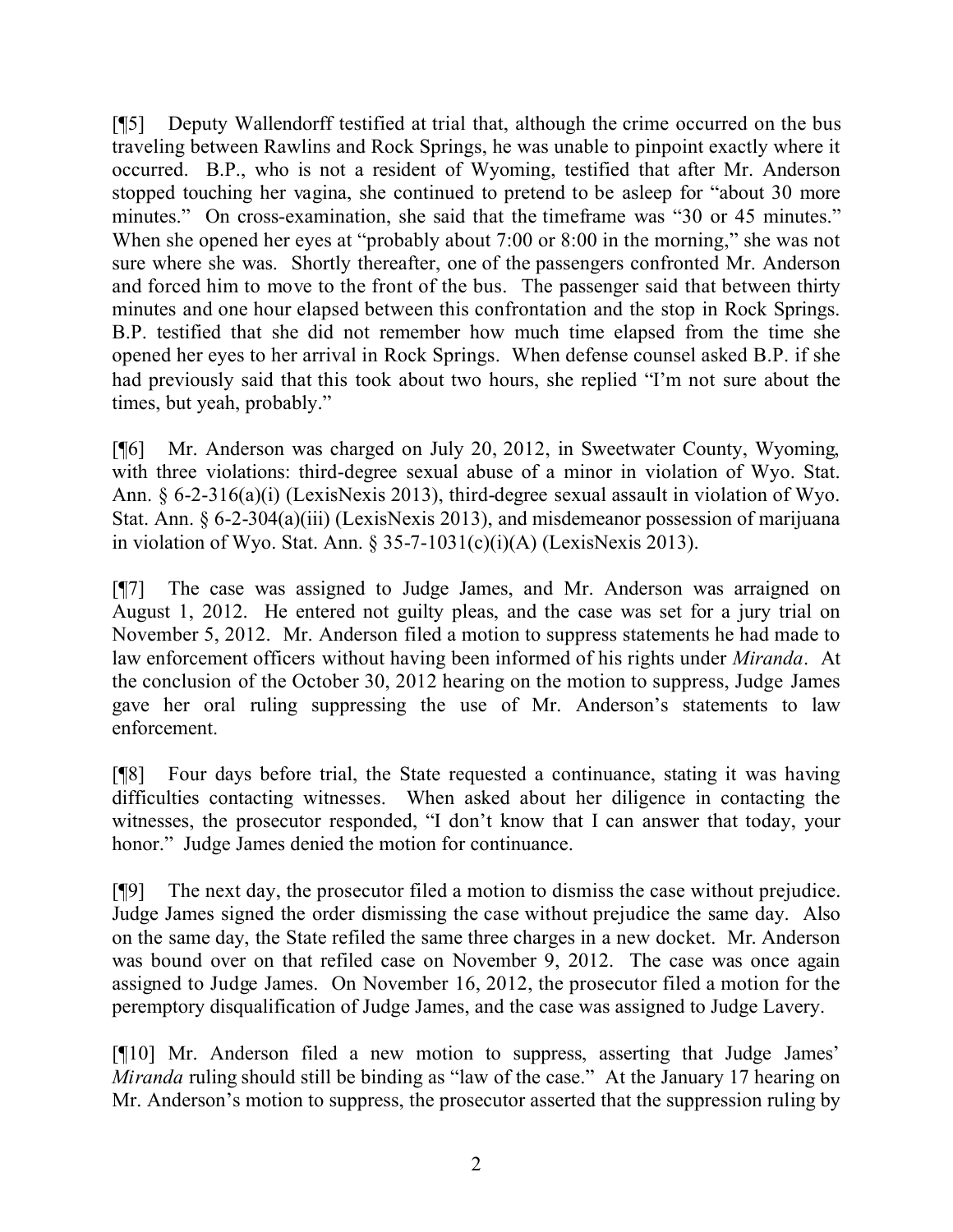[¶5] Deputy Wallendorff testified at trial that, although the crime occurred on the bus traveling between Rawlins and Rock Springs, he was unable to pinpoint exactly where it occurred. B.P., who is not a resident of Wyoming, testified that after Mr. Anderson stopped touching her vagina, she continued to pretend to be asleep for "about 30 more minutes." On cross-examination, she said that the timeframe was "30 or 45 minutes." When she opened her eyes at "probably about 7:00 or 8:00 in the morning," she was not sure where she was. Shortly thereafter, one of the passengers confronted Mr. Anderson and forced him to move to the front of the bus. The passenger said that between thirty minutes and one hour elapsed between this confrontation and the stop in Rock Springs. B.P. testified that she did not remember how much time elapsed from the time she opened her eyes to her arrival in Rock Springs. When defense counsel asked B.P. if she had previously said that this took about two hours, she replied "I'm not sure about the times, but yeah, probably."

[¶6] Mr. Anderson was charged on July 20, 2012, in Sweetwater County, Wyoming, with three violations: third-degree sexual abuse of a minor in violation of Wyo. Stat. Ann. § 6-2-316(a)(i) (LexisNexis 2013), third-degree sexual assault in violation of Wyo. Stat. Ann. § 6-2-304(a)(iii) (LexisNexis 2013), and misdemeanor possession of marijuana in violation of Wyo. Stat. Ann. § 35-7-1031(c)(i)(A) (LexisNexis 2013).

[¶7] The case was assigned to Judge James, and Mr. Anderson was arraigned on August 1, 2012. He entered not guilty pleas, and the case was set for a jury trial on November 5, 2012. Mr. Anderson filed a motion to suppress statements he had made to law enforcement officers without having been informed of his rights under *Miranda*. At the conclusion of the October 30, 2012 hearing on the motion to suppress, Judge James gave her oral ruling suppressing the use of Mr. Anderson's statements to law enforcement.

[¶8] Four days before trial, the State requested a continuance, stating it was having difficulties contacting witnesses. When asked about her diligence in contacting the witnesses, the prosecutor responded, "I don't know that I can answer that today, your honor." Judge James denied the motion for continuance.

[¶9] The next day, the prosecutor filed a motion to dismiss the case without prejudice. Judge James signed the order dismissing the case without prejudice the same day. Also on the same day, the State refiled the same three charges in a new docket. Mr. Anderson was bound over on that refiled case on November 9, 2012. The case was once again assigned to Judge James. On November 16, 2012, the prosecutor filed a motion for the peremptory disqualification of Judge James, and the case was assigned to Judge Lavery.

[¶10] Mr. Anderson filed a new motion to suppress, asserting that Judge James' *Miranda* ruling should still be binding as "law of the case." At the January 17 hearing on Mr. Anderson's motion to suppress, the prosecutor asserted that the suppression ruling by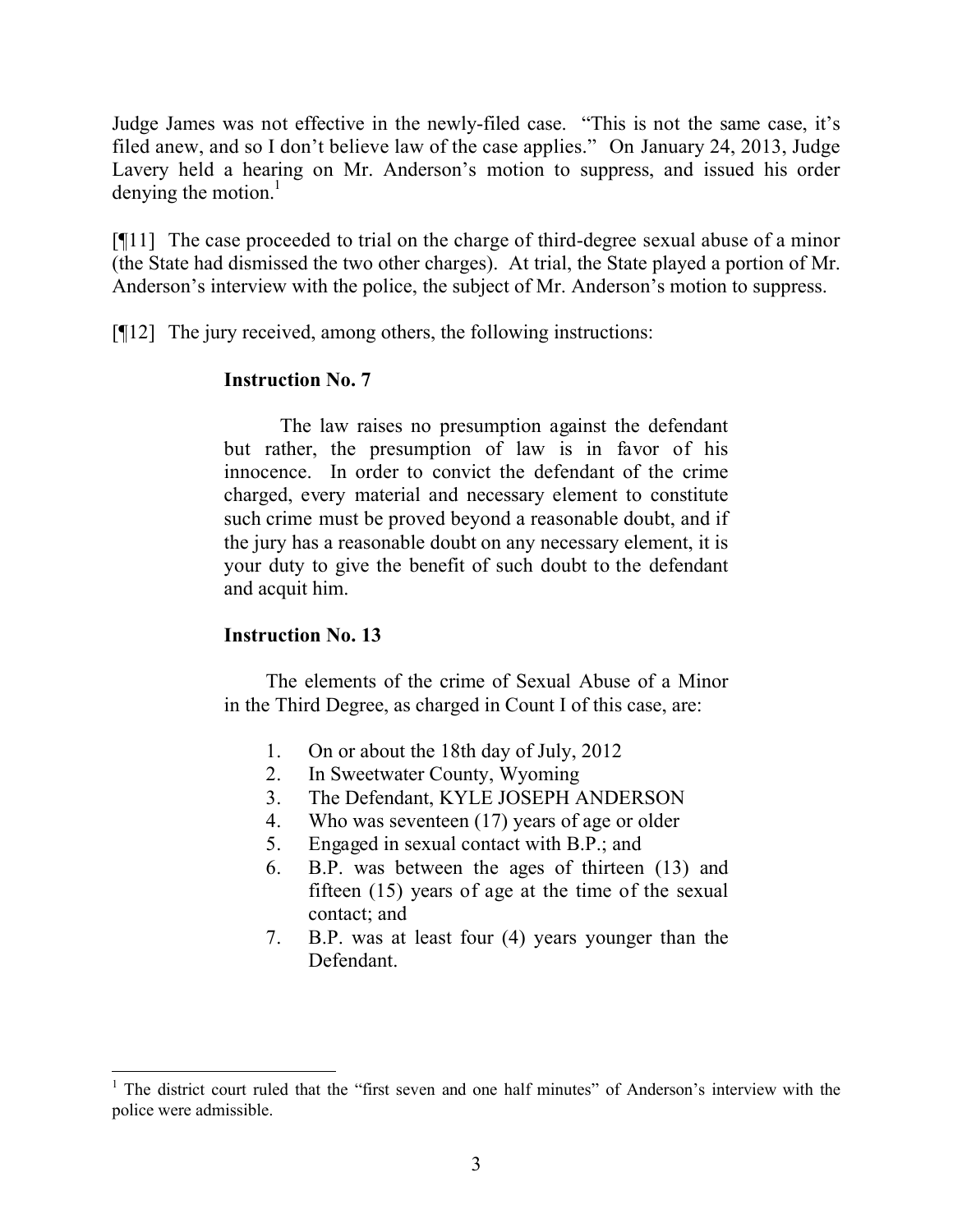Judge James was not effective in the newly-filed case. "This is not the same case, it's filed anew, and so I don't believe law of the case applies." On January 24, 2013, Judge Lavery held a hearing on Mr. Anderson's motion to suppress, and issued his order denying the motion.[1]

[¶11] The case proceeded to trial on the charge of third-degree sexual abuse of a minor (the State had dismissed the two other charges). At trial, the State played a portion of Mr. Anderson's interview with the police, the subject of Mr. Anderson's motion to suppress.

[¶12] The jury received, among others, the following instructions:

> **Instruction No. 7**
>
> The law raises no presumption against the defendant but rather, the presumption of law is in favor of his innocence. In order to convict the defendant of the crime charged, every material and necessary element to constitute such crime must be proved beyond a reasonable doubt, and if the jury has a reasonable doubt on any necessary element, it is your duty to give the benefit of such doubt to the defendant and acquit him.
>
> **Instruction No. 13**
>
> The elements of the crime of Sexual Abuse of a Minor in the Third Degree, as charged in Count I of this case, are:
>
> 1. On or about the 18th day of July, 2012
> 2. In Sweetwater County, Wyoming
> 3. The Defendant, KYLE JOSEPH ANDERSON
> 4. Who was seventeen (17) years of age or older
> 5. Engaged in sexual contact with B.P.; and
> 6. B.P. was between the ages of thirteen (13) and fifteen (15) years of age at the time of the sexual contact; and
> 7. B.P. was at least four (4) years younger than the Defendant.

[1] The district court ruled that the "first seven and one half minutes" of Anderson's interview with the police were admissible.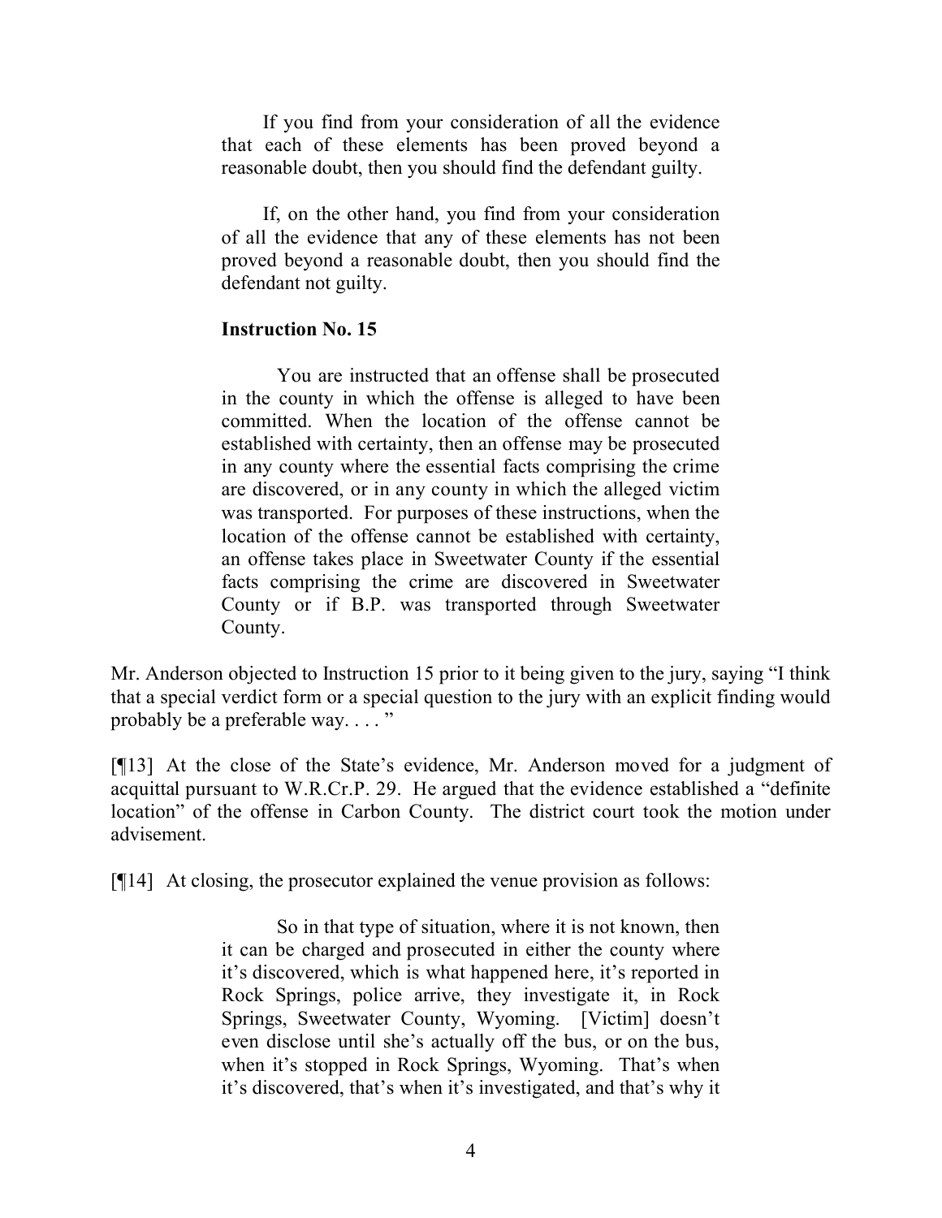> If you find from your consideration of all the evidence that each of these elements has been proved beyond a reasonable doubt, then you should find the defendant guilty.
>
> If, on the other hand, you find from your consideration of all the evidence that any of these elements has not been proved beyond a reasonable doubt, then you should find the defendant not guilty.
>
> **Instruction No. 15**
>
> You are instructed that an offense shall be prosecuted in the county in which the offense is alleged to have been committed. When the location of the offense cannot be established with certainty, then an offense may be prosecuted in any county where the essential facts comprising the crime are discovered, or in any county in which the alleged victim was transported. For purposes of these instructions, when the location of the offense cannot be established with certainty, an offense takes place in Sweetwater County if the essential facts comprising the crime are discovered in Sweetwater County or if B.P. was transported through Sweetwater County.

Mr. Anderson objected to Instruction 15 prior to it being given to the jury, saying "I think that a special verdict form or a special question to the jury with an explicit finding would probably be a preferable way. . . . "

[¶13] At the close of the State's evidence, Mr. Anderson moved for a judgment of acquittal pursuant to W.R.Cr.P. 29. He argued that the evidence established a "definite location" of the offense in Carbon County. The district court took the motion under advisement.

[¶14] At closing, the prosecutor explained the venue provision as follows:

> So in that type of situation, where it is not known, then it can be charged and prosecuted in either the county where it's discovered, which is what happened here, it's reported in Rock Springs, police arrive, they investigate it, in Rock Springs, Sweetwater County, Wyoming. [Victim] doesn't even disclose until she's actually off the bus, or on the bus, when it's stopped in Rock Springs, Wyoming. That's when it's discovered, that's when it's investigated, and that's why it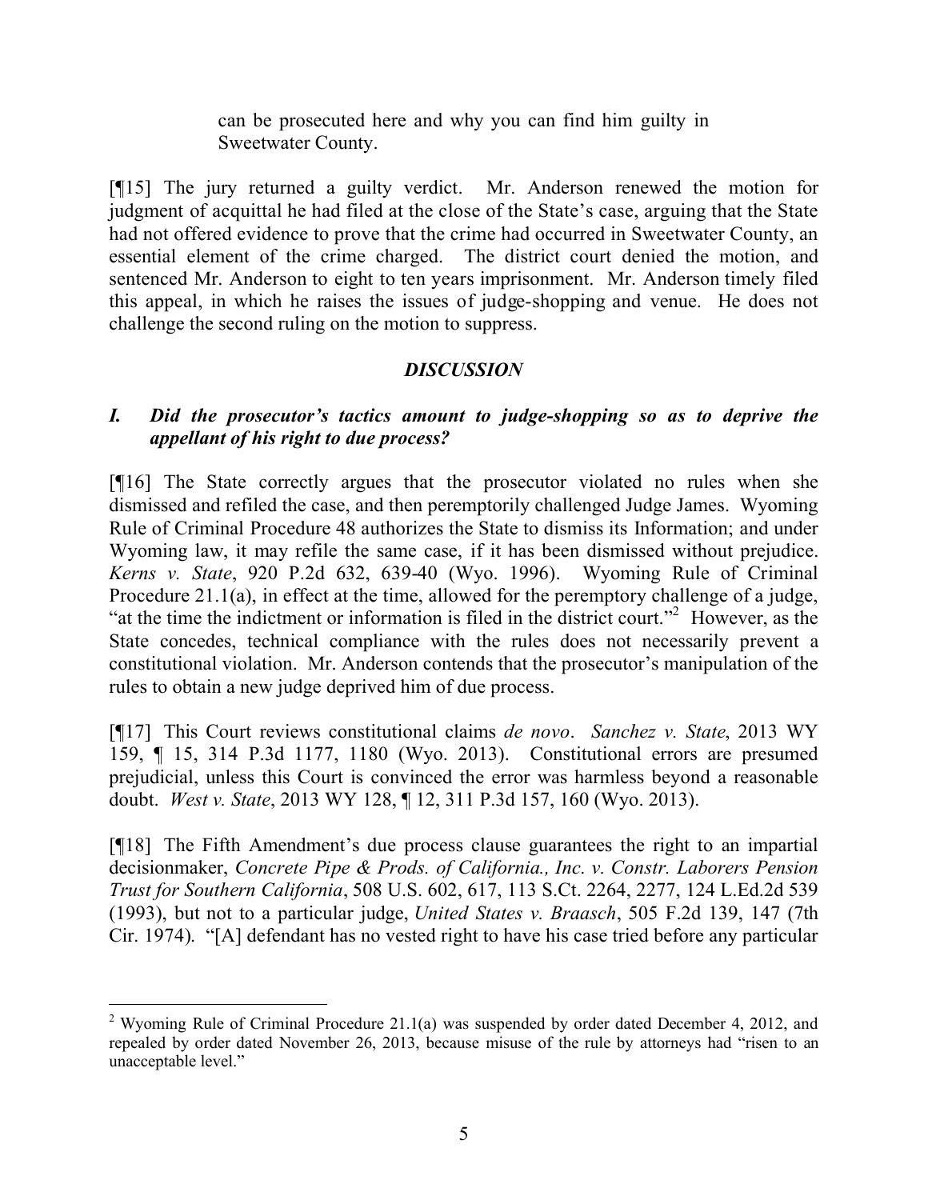can be prosecuted here and why you can find him guilty in Sweetwater County.

[¶15] The jury returned a guilty verdict. Mr. Anderson renewed the motion for judgment of acquittal he had filed at the close of the State's case, arguing that the State had not offered evidence to prove that the crime had occurred in Sweetwater County, an essential element of the crime charged. The district court denied the motion, and sentenced Mr. Anderson to eight to ten years imprisonment. Mr. Anderson timely filed this appeal, in which he raises the issues of judge-shopping and venue. He does not challenge the second ruling on the motion to suppress.

## *DISCUSSION*

### *I. Did the prosecutor's tactics amount to judge-shopping so as to deprive the appellant of his right to due process?*

[¶16] The State correctly argues that the prosecutor violated no rules when she dismissed and refiled the case, and then peremptorily challenged Judge James. Wyoming Rule of Criminal Procedure 48 authorizes the State to dismiss its Information; and under Wyoming law, it may refile the same case, if it has been dismissed without prejudice. *Kerns v. State*, 920 P.2d 632, 639-40 (Wyo. 1996). Wyoming Rule of Criminal Procedure 21.1(a), in effect at the time, allowed for the peremptory challenge of a judge, "at the time the indictment or information is filed in the district court."[2] However, as the State concedes, technical compliance with the rules does not necessarily prevent a constitutional violation. Mr. Anderson contends that the prosecutor's manipulation of the rules to obtain a new judge deprived him of due process.

[¶17] This Court reviews constitutional claims *de novo*. *Sanchez v. State*, 2013 WY 159, ¶ 15, 314 P.3d 1177, 1180 (Wyo. 2013). Constitutional errors are presumed prejudicial, unless this Court is convinced the error was harmless beyond a reasonable doubt. *West v. State*, 2013 WY 128, ¶ 12, 311 P.3d 157, 160 (Wyo. 2013).

[¶18] The Fifth Amendment's due process clause guarantees the right to an impartial decisionmaker, *Concrete Pipe & Prods. of California., Inc. v. Constr. Laborers Pension Trust for Southern California*, 508 U.S. 602, 617, 113 S.Ct. 2264, 2277, 124 L.Ed.2d 539 (1993), but not to a particular judge, *United States v. Braasch*, 505 F.2d 139, 147 (7th Cir. 1974). "[A] defendant has no vested right to have his case tried before any particular

---

[2] Wyoming Rule of Criminal Procedure 21.1(a) was suspended by order dated December 4, 2012, and repealed by order dated November 26, 2013, because misuse of the rule by attorneys had "risen to an unacceptable level."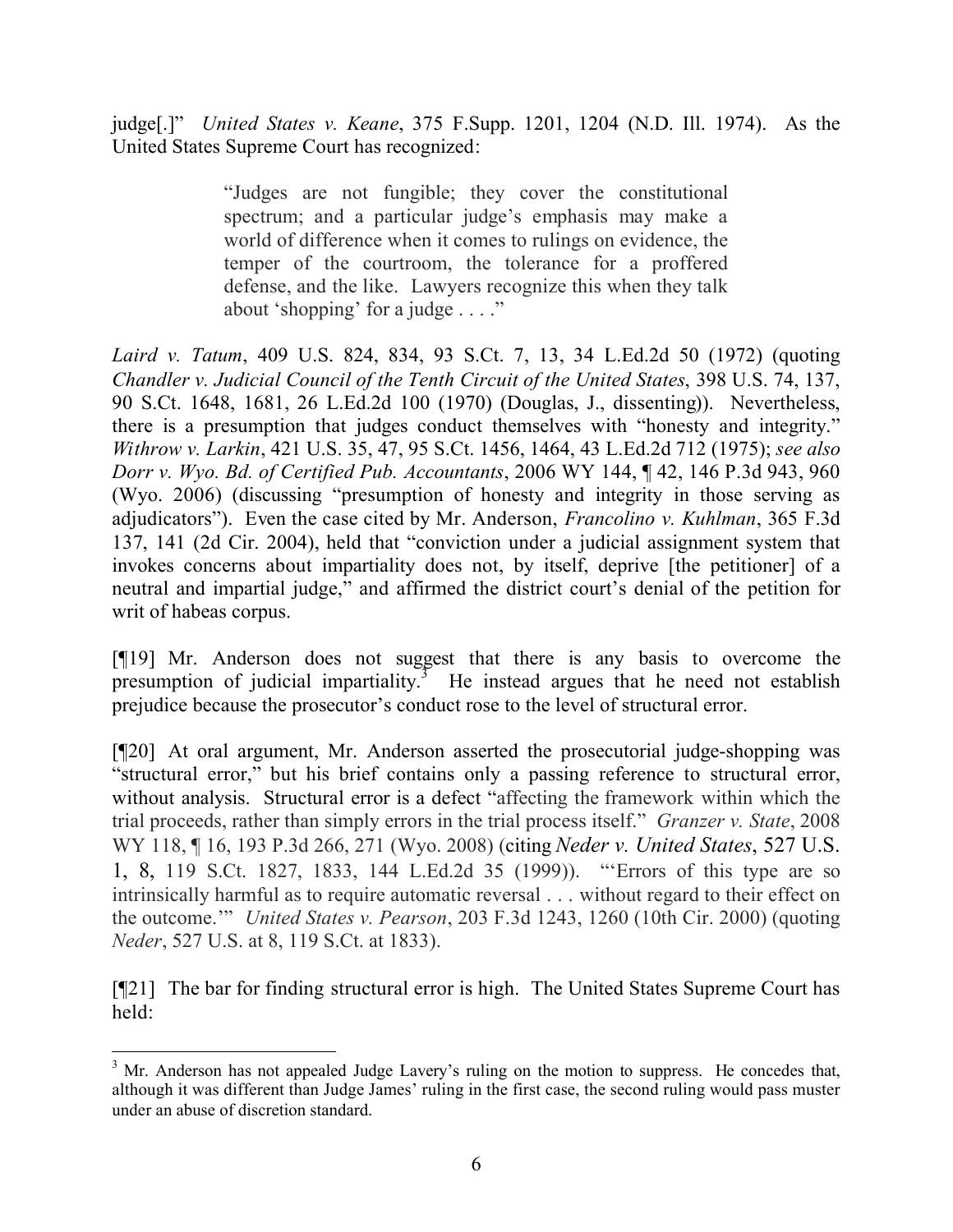judge[.]" *United States v. Keane*, 375 F.Supp. 1201, 1204 (N.D. Ill. 1974). As the United States Supreme Court has recognized:

> "Judges are not fungible; they cover the constitutional spectrum; and a particular judge's emphasis may make a world of difference when it comes to rulings on evidence, the temper of the courtroom, the tolerance for a proffered defense, and the like. Lawyers recognize this when they talk about 'shopping' for a judge . . . ."

*Laird v. Tatum*, 409 U.S. 824, 834, 93 S.Ct. 7, 13, 34 L.Ed.2d 50 (1972) (quoting *Chandler v. Judicial Council of the Tenth Circuit of the United States*, 398 U.S. 74, 137, 90 S.Ct. 1648, 1681, 26 L.Ed.2d 100 (1970) (Douglas, J., dissenting)). Nevertheless, there is a presumption that judges conduct themselves with "honesty and integrity." *Withrow v. Larkin*, 421 U.S. 35, 47, 95 S.Ct. 1456, 1464, 43 L.Ed.2d 712 (1975); *see also Dorr v. Wyo. Bd. of Certified Pub. Accountants*, 2006 WY 144, ¶ 42, 146 P.3d 943, 960 (Wyo. 2006) (discussing "presumption of honesty and integrity in those serving as adjudicators"). Even the case cited by Mr. Anderson, *Francolino v. Kuhlman*, 365 F.3d 137, 141 (2d Cir. 2004), held that "conviction under a judicial assignment system that invokes concerns about impartiality does not, by itself, deprive [the petitioner] of a neutral and impartial judge," and affirmed the district court's denial of the petition for writ of habeas corpus.

[¶19] Mr. Anderson does not suggest that there is any basis to overcome the presumption of judicial impartiality.[3] He instead argues that he need not establish prejudice because the prosecutor's conduct rose to the level of structural error.

[¶20] At oral argument, Mr. Anderson asserted the prosecutorial judge-shopping was "structural error," but his brief contains only a passing reference to structural error, without analysis. Structural error is a defect "affecting the framework within which the trial proceeds, rather than simply errors in the trial process itself." *Granzer v. State*, 2008 WY 118, ¶ 16, 193 P.3d 266, 271 (Wyo. 2008) (citing *Neder v. United States*, 527 U.S. 1, 8, 119 S.Ct. 1827, 1833, 144 L.Ed.2d 35 (1999)). "'Errors of this type are so intrinsically harmful as to require automatic reversal . . . without regard to their effect on the outcome.'" *United States v. Pearson*, 203 F.3d 1243, 1260 (10th Cir. 2000) (quoting *Neder*, 527 U.S. at 8, 119 S.Ct. at 1833).

[¶21] The bar for finding structural error is high. The United States Supreme Court has held:

---

[3] Mr. Anderson has not appealed Judge Lavery's ruling on the motion to suppress. He concedes that, although it was different than Judge James' ruling in the first case, the second ruling would pass muster under an abuse of discretion standard.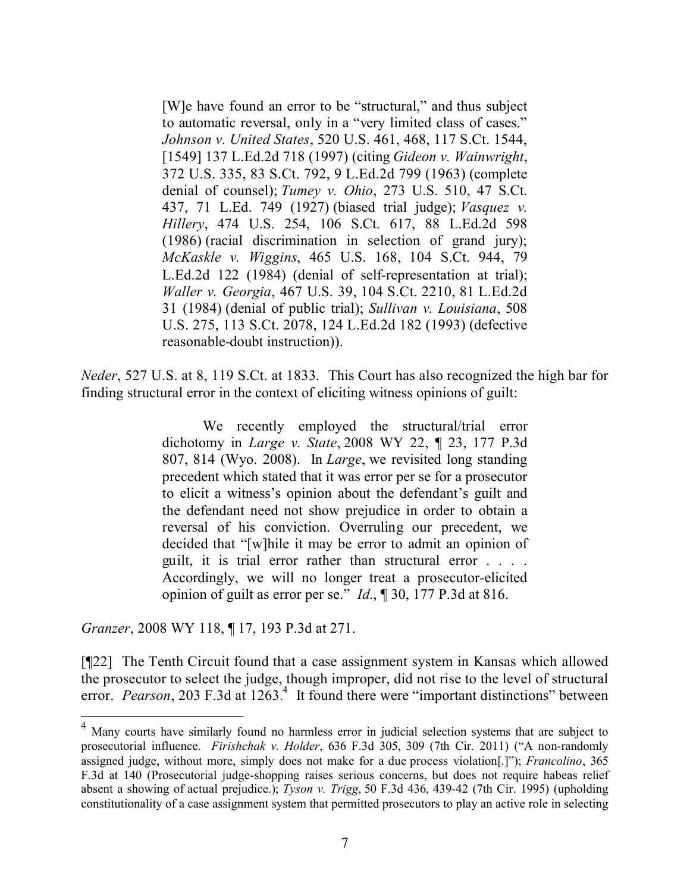> [W]e have found an error to be "structural," and thus subject to automatic reversal, only in a "very limited class of cases." *Johnson v. United States*, 520 U.S. 461, 468, 117 S.Ct. 1544, [1549] 137 L.Ed.2d 718 (1997) (citing *Gideon v. Wainwright*, 372 U.S. 335, 83 S.Ct. 792, 9 L.Ed.2d 799 (1963) (complete denial of counsel); *Tumey v. Ohio*, 273 U.S. 510, 47 S.Ct. 437, 71 L.Ed. 749 (1927) (biased trial judge); *Vasquez v. Hillery*, 474 U.S. 254, 106 S.Ct. 617, 88 L.Ed.2d 598 (1986) (racial discrimination in selection of grand jury); *McKaskle v. Wiggins*, 465 U.S. 168, 104 S.Ct. 944, 79 L.Ed.2d 122 (1984) (denial of self-representation at trial); *Waller v. Georgia*, 467 U.S. 39, 104 S.Ct. 2210, 81 L.Ed.2d 31 (1984) (denial of public trial); *Sullivan v. Louisiana*, 508 U.S. 275, 113 S.Ct. 2078, 124 L.Ed.2d 182 (1993) (defective reasonable-doubt instruction)).

*Neder*, 527 U.S. at 8, 119 S.Ct. at 1833. This Court has also recognized the high bar for finding structural error in the context of eliciting witness opinions of guilt:

> We recently employed the structural/trial error dichotomy in *Large v. State*, 2008 WY 22, ¶ 23, 177 P.3d 807, 814 (Wyo. 2008). In *Large*, we revisited long standing precedent which stated that it was error per se for a prosecutor to elicit a witness's opinion about the defendant's guilt and the defendant need not show prejudice in order to obtain a reversal of his conviction. Overruling our precedent, we decided that "[w]hile it may be error to admit an opinion of guilt, it is trial error rather than structural error . . . . Accordingly, we will no longer treat a prosecutor-elicited opinion of guilt as error per se." *Id.*, ¶ 30, 177 P.3d at 816.

*Granzer*, 2008 WY 118, ¶ 17, 193 P.3d at 271.

[¶22] The Tenth Circuit found that a case assignment system in Kansas which allowed the prosecutor to select the judge, though improper, did not rise to the level of structural error. *Pearson*, 203 F.3d at 1263.[4] It found there were "important distinctions" between

[4] Many courts have similarly found no harmless error in judicial selection systems that are subject to prosecutorial influence. *Firishchak v. Holder*, 636 F.3d 305, 309 (7th Cir. 2011) ("A non-randomly assigned judge, without more, simply does not make for a due process violation[.]"); *Francolino*, 365 F.3d at 140 (Prosecutorial judge-shopping raises serious concerns, but does not require habeas relief absent a showing of actual prejudice.); *Tyson v. Trigg*, 50 F.3d 436, 439-42 (7th Cir. 1995) (upholding constitutionality of a case assignment system that permitted prosecutors to play an active role in selecting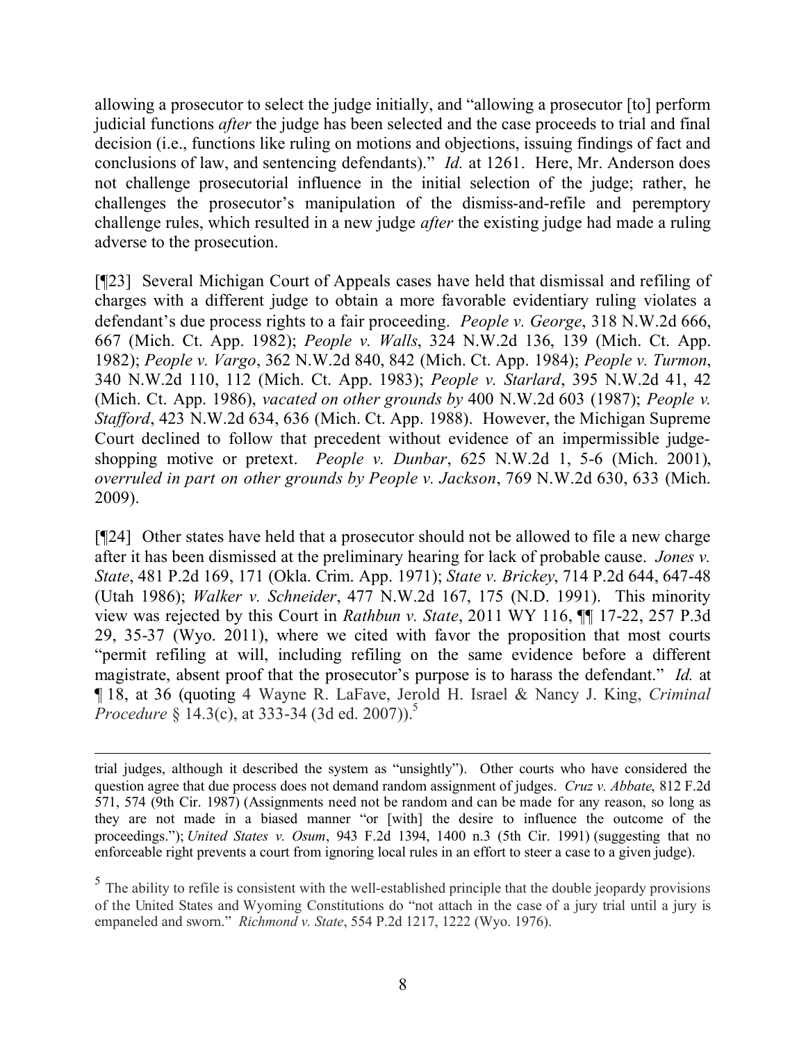allowing a prosecutor to select the judge initially, and "allowing a prosecutor [to] perform judicial functions *after* the judge has been selected and the case proceeds to trial and final decision (i.e., functions like ruling on motions and objections, issuing findings of fact and conclusions of law, and sentencing defendants)." *Id.* at 1261. Here, Mr. Anderson does not challenge prosecutorial influence in the initial selection of the judge; rather, he challenges the prosecutor's manipulation of the dismiss-and-refile and peremptory challenge rules, which resulted in a new judge *after* the existing judge had made a ruling adverse to the prosecution.

[¶23] Several Michigan Court of Appeals cases have held that dismissal and refiling of charges with a different judge to obtain a more favorable evidentiary ruling violates a defendant's due process rights to a fair proceeding. *People v. George*, 318 N.W.2d 666, 667 (Mich. Ct. App. 1982); *People v. Walls*, 324 N.W.2d 136, 139 (Mich. Ct. App. 1982); *People v. Vargo*, 362 N.W.2d 840, 842 (Mich. Ct. App. 1984); *People v. Turmon*, 340 N.W.2d 110, 112 (Mich. Ct. App. 1983); *People v. Starlard*, 395 N.W.2d 41, 42 (Mich. Ct. App. 1986), *vacated on other grounds by* 400 N.W.2d 603 (1987); *People v. Stafford*, 423 N.W.2d 634, 636 (Mich. Ct. App. 1988). However, the Michigan Supreme Court declined to follow that precedent without evidence of an impermissible judge-shopping motive or pretext. *People v. Dunbar*, 625 N.W.2d 1, 5-6 (Mich. 2001), *overruled in part on other grounds by People v. Jackson*, 769 N.W.2d 630, 633 (Mich. 2009).

[¶24] Other states have held that a prosecutor should not be allowed to file a new charge after it has been dismissed at the preliminary hearing for lack of probable cause. *Jones v. State*, 481 P.2d 169, 171 (Okla. Crim. App. 1971); *State v. Brickey*, 714 P.2d 644, 647-48 (Utah 1986); *Walker v. Schneider*, 477 N.W.2d 167, 175 (N.D. 1991). This minority view was rejected by this Court in *Rathbun v. State*, 2011 WY 116, ¶¶ 17-22, 257 P.3d 29, 35-37 (Wyo. 2011), where we cited with favor the proposition that most courts "permit refiling at will, including refiling on the same evidence before a different magistrate, absent proof that the prosecutor's purpose is to harass the defendant." *Id.* at ¶ 18, at 36 (quoting 4 Wayne R. LaFave, Jerold H. Israel & Nancy J. King, *Criminal Procedure* § 14.3(c), at 333-34 (3d ed. 2007)).[5]

---

trial judges, although it described the system as "unsightly"). Other courts who have considered the question agree that due process does not demand random assignment of judges. *Cruz v. Abbate*, 812 F.2d 571, 574 (9th Cir. 1987) (Assignments need not be random and can be made for any reason, so long as they are not made in a biased manner "or [with] the desire to influence the outcome of the proceedings."); *United States v. Osum*, 943 F.2d 1394, 1400 n.3 (5th Cir. 1991) (suggesting that no enforceable right prevents a court from ignoring local rules in an effort to steer a case to a given judge).

[5] The ability to refile is consistent with the well-established principle that the double jeopardy provisions of the United States and Wyoming Constitutions do "not attach in the case of a jury trial until a jury is empaneled and sworn." *Richmond v. State*, 554 P.2d 1217, 1222 (Wyo. 1976).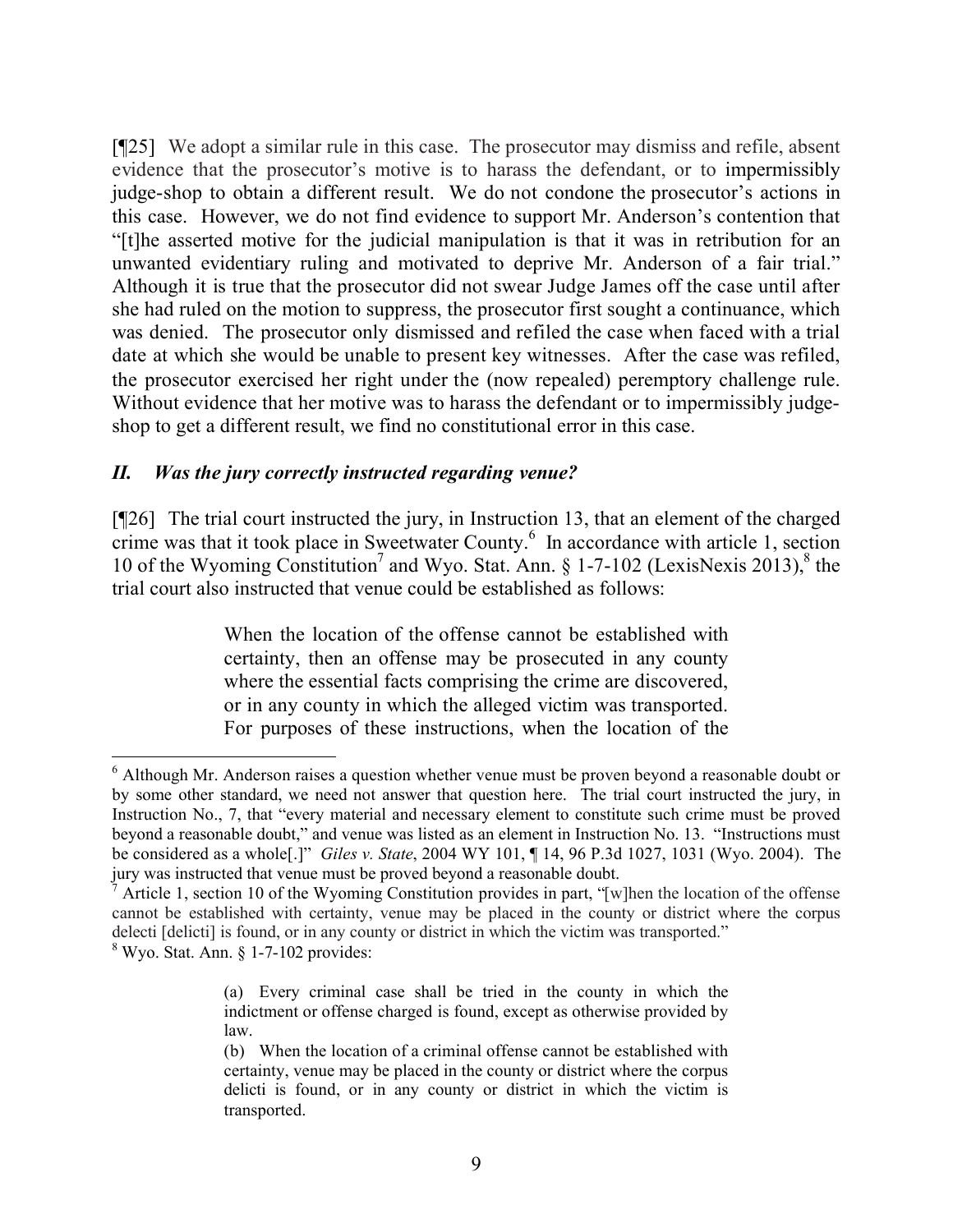[¶25] We adopt a similar rule in this case. The prosecutor may dismiss and refile, absent evidence that the prosecutor's motive is to harass the defendant, or to impermissibly judge-shop to obtain a different result. We do not condone the prosecutor's actions in this case. However, we do not find evidence to support Mr. Anderson's contention that "[t]he asserted motive for the judicial manipulation is that it was in retribution for an unwanted evidentiary ruling and motivated to deprive Mr. Anderson of a fair trial." Although it is true that the prosecutor did not swear Judge James off the case until after she had ruled on the motion to suppress, the prosecutor first sought a continuance, which was denied. The prosecutor only dismissed and refiled the case when faced with a trial date at which she would be unable to present key witnesses. After the case was refiled, the prosecutor exercised her right under the (now repealed) peremptory challenge rule. Without evidence that her motive was to harass the defendant or to impermissibly judge-shop to get a different result, we find no constitutional error in this case.

## *II. Was the jury correctly instructed regarding venue?*

[¶26] The trial court instructed the jury, in Instruction 13, that an element of the charged crime was that it took place in Sweetwater County.[6] In accordance with article 1, section 10 of the Wyoming Constitution[7] and Wyo. Stat. Ann. § 1-7-102 (LexisNexis 2013),[8] the trial court also instructed that venue could be established as follows:

> When the location of the offense cannot be established with certainty, then an offense may be prosecuted in any county where the essential facts comprising the crime are discovered, or in any county in which the alleged victim was transported. For purposes of these instructions, when the location of the

---

[6] Although Mr. Anderson raises a question whether venue must be proven beyond a reasonable doubt or by some other standard, we need not answer that question here. The trial court instructed the jury, in Instruction No., 7, that "every material and necessary element to constitute such crime must be proved beyond a reasonable doubt," and venue was listed as an element in Instruction No. 13. "Instructions must be considered as a whole[.]" *Giles v. State*, 2004 WY 101, ¶ 14, 96 P.3d 1027, 1031 (Wyo. 2004). The jury was instructed that venue must be proved beyond a reasonable doubt.

[7] Article 1, section 10 of the Wyoming Constitution provides in part, "[w]hen the location of the offense cannot be established with certainty, venue may be placed in the county or district where the corpus delecti [delicti] is found, or in any county or district in which the victim was transported."

[8] Wyo. Stat. Ann. § 1-7-102 provides:

> (a) Every criminal case shall be tried in the county in which the indictment or offense charged is found, except as otherwise provided by law.
>
> (b) When the location of a criminal offense cannot be established with certainty, venue may be placed in the county or district where the corpus delicti is found, or in any county or district in which the victim is transported.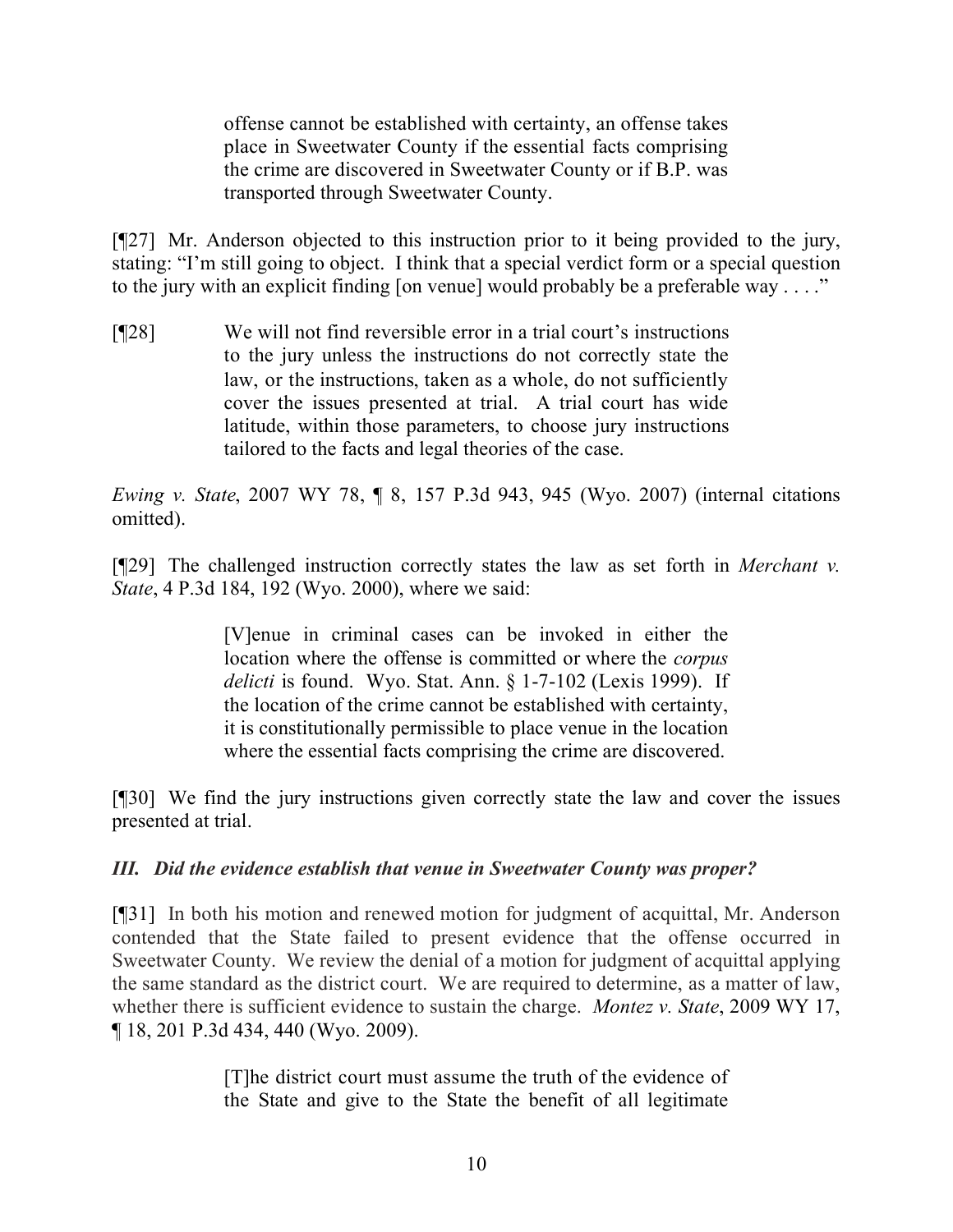> offense cannot be established with certainty, an offense takes place in Sweetwater County if the essential facts comprising the crime are discovered in Sweetwater County or if B.P. was transported through Sweetwater County.

[¶27] Mr. Anderson objected to this instruction prior to it being provided to the jury, stating: "I'm still going to object. I think that a special verdict form or a special question to the jury with an explicit finding [on venue] would probably be a preferable way . . . ."

[¶28]

> We will not find reversible error in a trial court's instructions to the jury unless the instructions do not correctly state the law, or the instructions, taken as a whole, do not sufficiently cover the issues presented at trial. A trial court has wide latitude, within those parameters, to choose jury instructions tailored to the facts and legal theories of the case.

*Ewing v. State*, 2007 WY 78, ¶ 8, 157 P.3d 943, 945 (Wyo. 2007) (internal citations omitted).

[¶29] The challenged instruction correctly states the law as set forth in *Merchant v. State*, 4 P.3d 184, 192 (Wyo. 2000), where we said:

> [V]enue in criminal cases can be invoked in either the location where the offense is committed or where the *corpus delicti* is found. Wyo. Stat. Ann. § 1-7-102 (Lexis 1999). If the location of the crime cannot be established with certainty, it is constitutionally permissible to place venue in the location where the essential facts comprising the crime are discovered.

[¶30] We find the jury instructions given correctly state the law and cover the issues presented at trial.

### *III. Did the evidence establish that venue in Sweetwater County was proper?*

[¶31] In both his motion and renewed motion for judgment of acquittal, Mr. Anderson contended that the State failed to present evidence that the offense occurred in Sweetwater County. We review the denial of a motion for judgment of acquittal applying the same standard as the district court. We are required to determine, as a matter of law, whether there is sufficient evidence to sustain the charge. *Montez v. State*, 2009 WY 17, ¶ 18, 201 P.3d 434, 440 (Wyo. 2009).

> [T]he district court must assume the truth of the evidence of the State and give to the State the benefit of all legitimate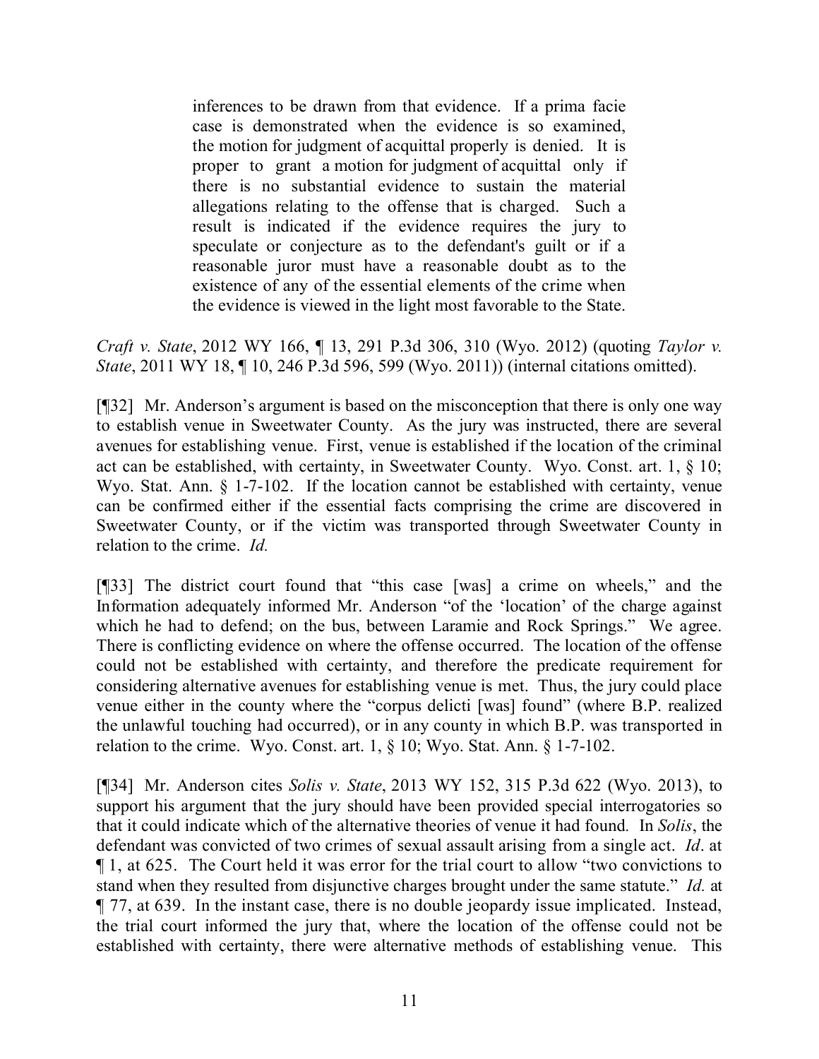> inferences to be drawn from that evidence. If a prima facie case is demonstrated when the evidence is so examined, the motion for judgment of acquittal properly is denied. It is proper to grant a motion for judgment of acquittal only if there is no substantial evidence to sustain the material allegations relating to the offense that is charged. Such a result is indicated if the evidence requires the jury to speculate or conjecture as to the defendant's guilt or if a reasonable juror must have a reasonable doubt as to the existence of any of the essential elements of the crime when the evidence is viewed in the light most favorable to the State.

*Craft v. State*, 2012 WY 166, ¶ 13, 291 P.3d 306, 310 (Wyo. 2012) (quoting *Taylor v. State*, 2011 WY 18, ¶ 10, 246 P.3d 596, 599 (Wyo. 2011)) (internal citations omitted).

[¶32] Mr. Anderson's argument is based on the misconception that there is only one way to establish venue in Sweetwater County. As the jury was instructed, there are several avenues for establishing venue. First, venue is established if the location of the criminal act can be established, with certainty, in Sweetwater County. Wyo. Const. art. 1, § 10; Wyo. Stat. Ann. § 1-7-102. If the location cannot be established with certainty, venue can be confirmed either if the essential facts comprising the crime are discovered in Sweetwater County, or if the victim was transported through Sweetwater County in relation to the crime. *Id.*

[¶33] The district court found that "this case [was] a crime on wheels," and the Information adequately informed Mr. Anderson "of the 'location' of the charge against which he had to defend; on the bus, between Laramie and Rock Springs." We agree. There is conflicting evidence on where the offense occurred. The location of the offense could not be established with certainty, and therefore the predicate requirement for considering alternative avenues for establishing venue is met. Thus, the jury could place venue either in the county where the "corpus delicti [was] found" (where B.P. realized the unlawful touching had occurred), or in any county in which B.P. was transported in relation to the crime. Wyo. Const. art. 1, § 10; Wyo. Stat. Ann. § 1-7-102.

[¶34] Mr. Anderson cites *Solis v. State*, 2013 WY 152, 315 P.3d 622 (Wyo. 2013), to support his argument that the jury should have been provided special interrogatories so that it could indicate which of the alternative theories of venue it had found. In *Solis*, the defendant was convicted of two crimes of sexual assault arising from a single act. *Id*. at ¶ 1, at 625. The Court held it was error for the trial court to allow "two convictions to stand when they resulted from disjunctive charges brought under the same statute." *Id.* at ¶ 77, at 639. In the instant case, there is no double jeopardy issue implicated. Instead, the trial court informed the jury that, where the location of the offense could not be established with certainty, there were alternative methods of establishing venue. This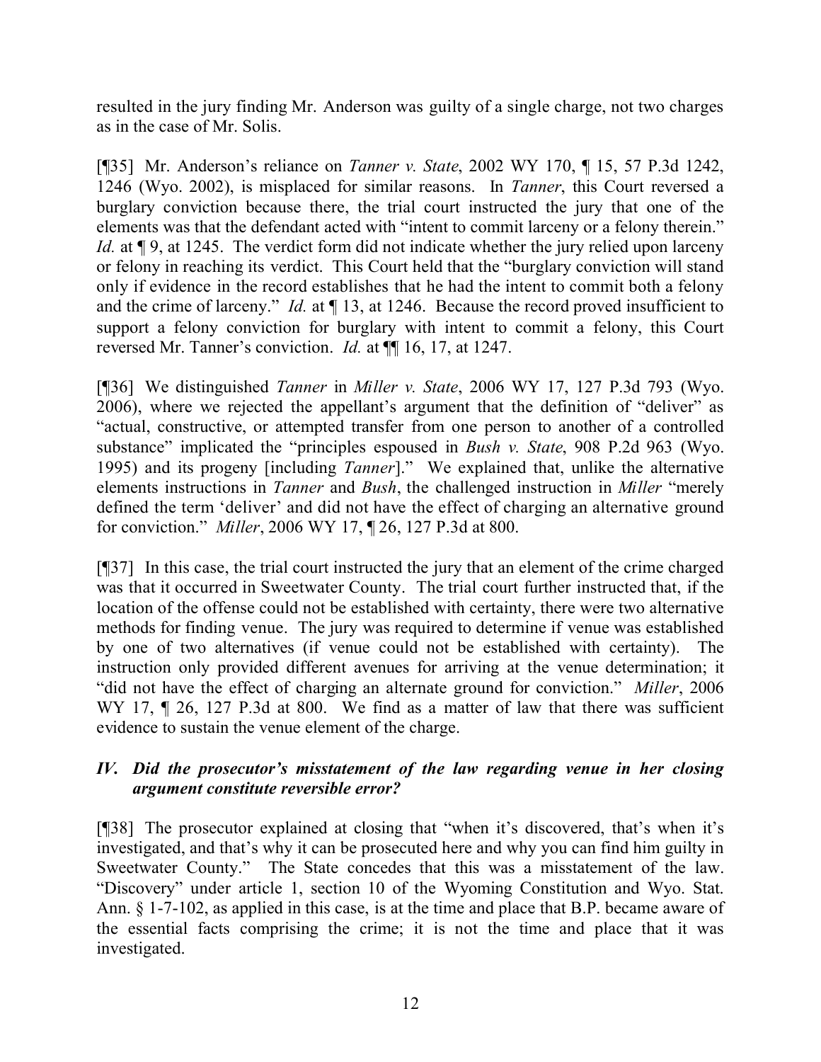resulted in the jury finding Mr. Anderson was guilty of a single charge, not two charges as in the case of Mr. Solis.

[¶35] Mr. Anderson's reliance on *Tanner v. State*, 2002 WY 170, ¶ 15, 57 P.3d 1242, 1246 (Wyo. 2002), is misplaced for similar reasons. In *Tanner*, this Court reversed a burglary conviction because there, the trial court instructed the jury that one of the elements was that the defendant acted with "intent to commit larceny or a felony therein." *Id.* at ¶ 9, at 1245. The verdict form did not indicate whether the jury relied upon larceny or felony in reaching its verdict. This Court held that the "burglary conviction will stand only if evidence in the record establishes that he had the intent to commit both a felony and the crime of larceny." *Id.* at ¶ 13, at 1246. Because the record proved insufficient to support a felony conviction for burglary with intent to commit a felony, this Court reversed Mr. Tanner's conviction. *Id.* at ¶¶ 16, 17, at 1247.

[¶36] We distinguished *Tanner* in *Miller v. State*, 2006 WY 17, 127 P.3d 793 (Wyo. 2006), where we rejected the appellant's argument that the definition of "deliver" as "actual, constructive, or attempted transfer from one person to another of a controlled substance" implicated the "principles espoused in *Bush v. State*, 908 P.2d 963 (Wyo. 1995) and its progeny [including *Tanner*]." We explained that, unlike the alternative elements instructions in *Tanner* and *Bush*, the challenged instruction in *Miller* "merely defined the term 'deliver' and did not have the effect of charging an alternative ground for conviction." *Miller*, 2006 WY 17, ¶ 26, 127 P.3d at 800.

[¶37] In this case, the trial court instructed the jury that an element of the crime charged was that it occurred in Sweetwater County. The trial court further instructed that, if the location of the offense could not be established with certainty, there were two alternative methods for finding venue. The jury was required to determine if venue was established by one of two alternatives (if venue could not be established with certainty). The instruction only provided different avenues for arriving at the venue determination; it "did not have the effect of charging an alternate ground for conviction." *Miller*, 2006 WY 17, ¶ 26, 127 P.3d at 800. We find as a matter of law that there was sufficient evidence to sustain the venue element of the charge.

### *IV. Did the prosecutor's misstatement of the law regarding venue in her closing argument constitute reversible error?*

[¶38] The prosecutor explained at closing that "when it's discovered, that's when it's investigated, and that's why it can be prosecuted here and why you can find him guilty in Sweetwater County." The State concedes that this was a misstatement of the law. "Discovery" under article 1, section 10 of the Wyoming Constitution and Wyo. Stat. Ann. § 1-7-102, as applied in this case, is at the time and place that B.P. became aware of the essential facts comprising the crime; it is not the time and place that it was investigated.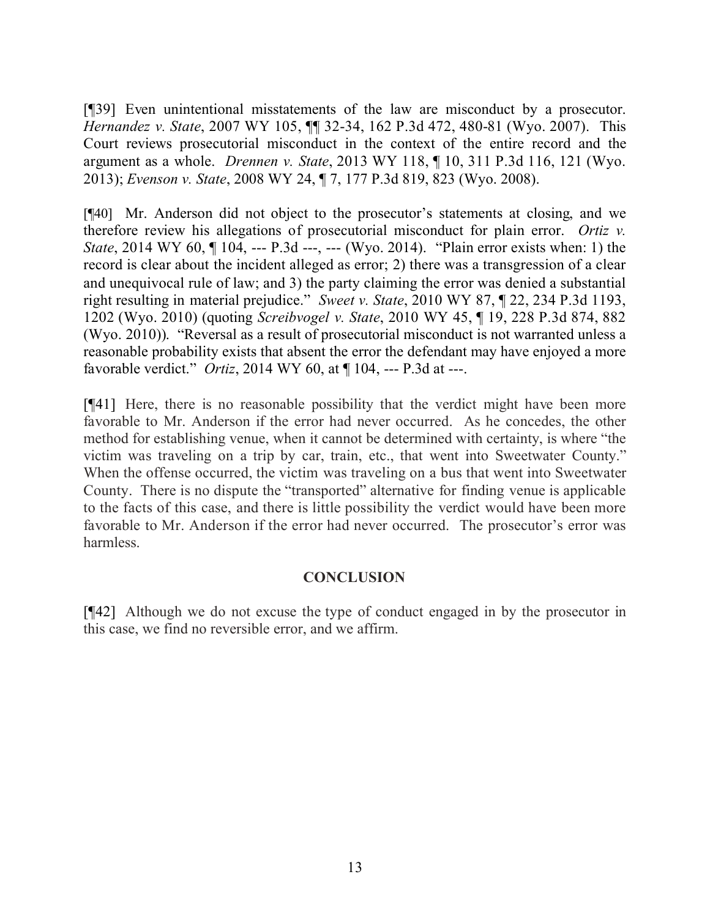[¶39] Even unintentional misstatements of the law are misconduct by a prosecutor. *Hernandez v. State*, 2007 WY 105, ¶¶ 32-34, 162 P.3d 472, 480-81 (Wyo. 2007). This Court reviews prosecutorial misconduct in the context of the entire record and the argument as a whole. *Drennen v. State*, 2013 WY 118, ¶ 10, 311 P.3d 116, 121 (Wyo. 2013); *Evenson v. State*, 2008 WY 24, ¶ 7, 177 P.3d 819, 823 (Wyo. 2008).

[¶40] Mr. Anderson did not object to the prosecutor's statements at closing, and we therefore review his allegations of prosecutorial misconduct for plain error. *Ortiz v. State*, 2014 WY 60, ¶ 104, --- P.3d ---, --- (Wyo. 2014). "Plain error exists when: 1) the record is clear about the incident alleged as error; 2) there was a transgression of a clear and unequivocal rule of law; and 3) the party claiming the error was denied a substantial right resulting in material prejudice." *Sweet v. State*, 2010 WY 87, ¶ 22, 234 P.3d 1193, 1202 (Wyo. 2010) (quoting *Screibvogel v. State*, 2010 WY 45, ¶ 19, 228 P.3d 874, 882 (Wyo. 2010)). "Reversal as a result of prosecutorial misconduct is not warranted unless a reasonable probability exists that absent the error the defendant may have enjoyed a more favorable verdict." *Ortiz*, 2014 WY 60, at ¶ 104, --- P.3d at ---.

[¶41] Here, there is no reasonable possibility that the verdict might have been more favorable to Mr. Anderson if the error had never occurred. As he concedes, the other method for establishing venue, when it cannot be determined with certainty, is where "the victim was traveling on a trip by car, train, etc., that went into Sweetwater County." When the offense occurred, the victim was traveling on a bus that went into Sweetwater County. There is no dispute the "transported" alternative for finding venue is applicable to the facts of this case, and there is little possibility the verdict would have been more favorable to Mr. Anderson if the error had never occurred. The prosecutor's error was harmless.

## CONCLUSION

[¶42] Although we do not excuse the type of conduct engaged in by the prosecutor in this case, we find no reversible error, and we affirm.